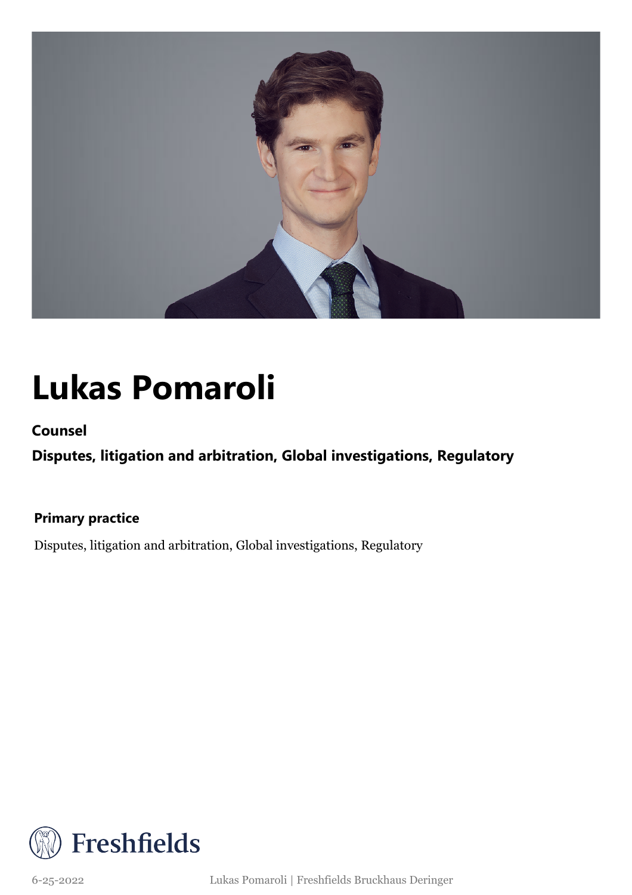# Lukas Pomaroli

**Counsel**

**Disputes, litigation and arbitration, Global investigations, Regulatory**

**Primary practice**

Disputes, litigation and arbitration, Global investigations, Regulatory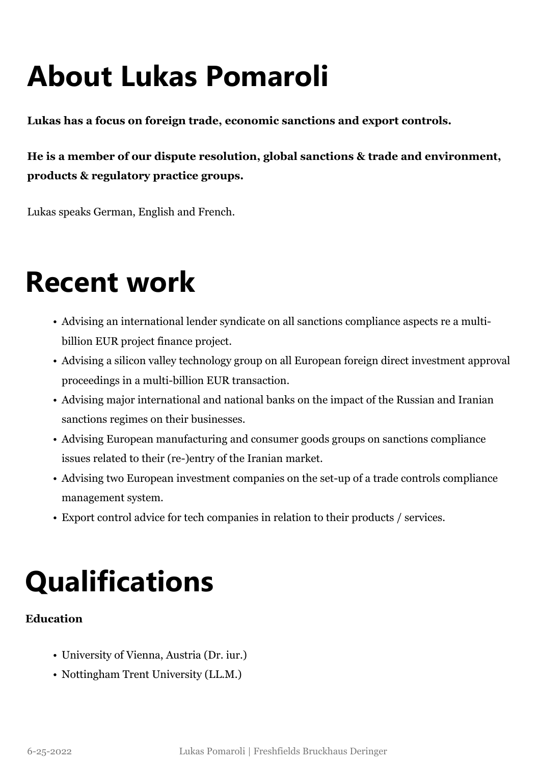# About Lukas Pomaroli

**Lukas has a focus on foreign trade, economic sanctions and export controls.**

**He is a member of our dispute resolution, global sanctions & trade and environment, products & regulatory practice groups.**

Lukas speaks German, English and French.

# Recent work

- Advising an international lender syndicate on all sanctions compliance aspects re a multi-billion EUR project finance project.
- Advising a silicon valley technology group on all European foreign direct investment approval proceedings in a multi-billion EUR transaction.
- Advising major international and national banks on the impact of the Russian and Iranian sanctions regimes on their businesses.
- Advising European manufacturing and consumer goods groups on sanctions compliance issues related to their (re-)entry of the Iranian market.
- Advising two European investment companies on the set-up of a trade controls compliance management system.
- Export control advice for tech companies in relation to their products / services.

# Qualifications

**Education**

- University of Vienna, Austria (Dr. iur.)
- Nottingham Trent University (LL.M.)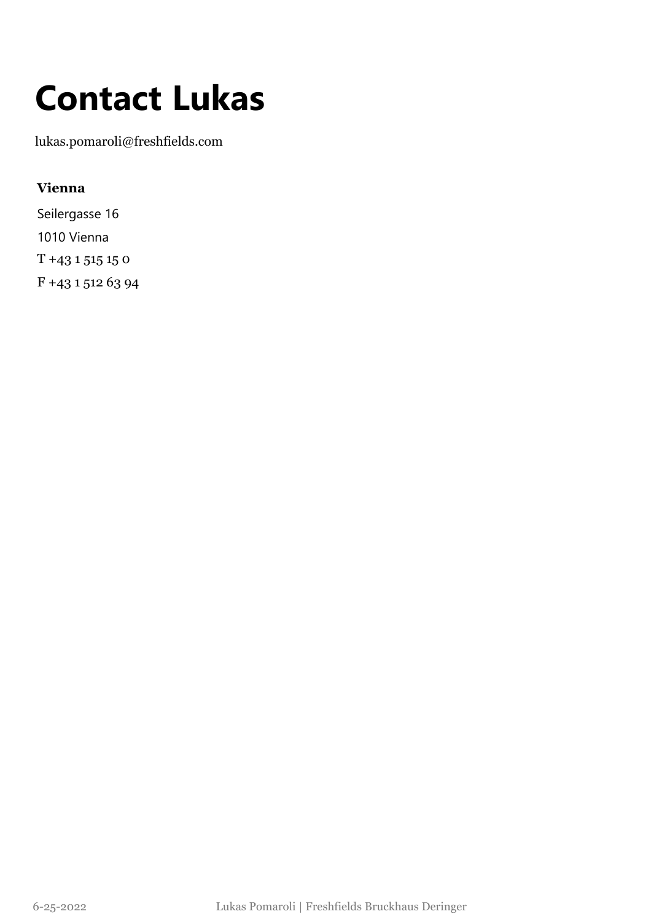# Contact Lukas

lukas.pomaroli@freshfields.com

**Vienna**

Seilergasse 16

1010 Vienna

T +43 1 515 15 0

F +43 1 512 63 94